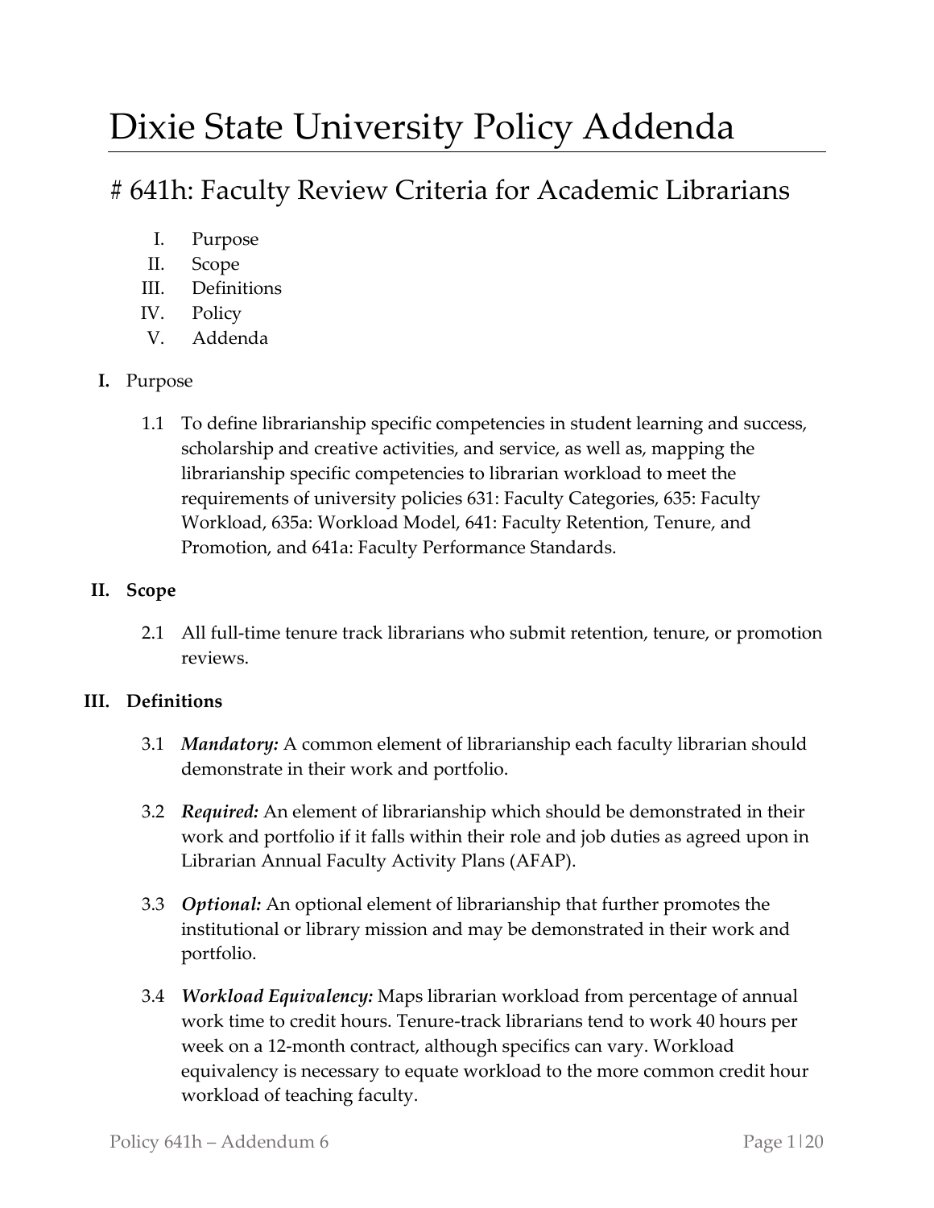# Dixie State University Policy Addenda

## # 641h: Faculty Review Criteria for Academic Librarians

I. Purpose
II. Scope
III. Definitions
IV. Policy
V. Addenda

**I.** Purpose

1.1 To define librarianship specific competencies in student learning and success, scholarship and creative activities, and service, as well as, mapping the librarianship specific competencies to librarian workload to meet the requirements of university policies 631: Faculty Categories, 635: Faculty Workload, 635a: Workload Model, 641: Faculty Retention, Tenure, and Promotion, and 641a: Faculty Performance Standards.

**II. Scope**

2.1 All full-time tenure track librarians who submit retention, tenure, or promotion reviews.

**III. Definitions**

3.1 ***Mandatory:*** A common element of librarianship each faculty librarian should demonstrate in their work and portfolio.

3.2 ***Required:*** An element of librarianship which should be demonstrated in their work and portfolio if it falls within their role and job duties as agreed upon in Librarian Annual Faculty Activity Plans (AFAP).

3.3 ***Optional:*** An optional element of librarianship that further promotes the institutional or library mission and may be demonstrated in their work and portfolio.

3.4 ***Workload Equivalency:*** Maps librarian workload from percentage of annual work time to credit hours. Tenure-track librarians tend to work 40 hours per week on a 12-month contract, although specifics can vary. Workload equivalency is necessary to equate workload to the more common credit hour workload of teaching faculty.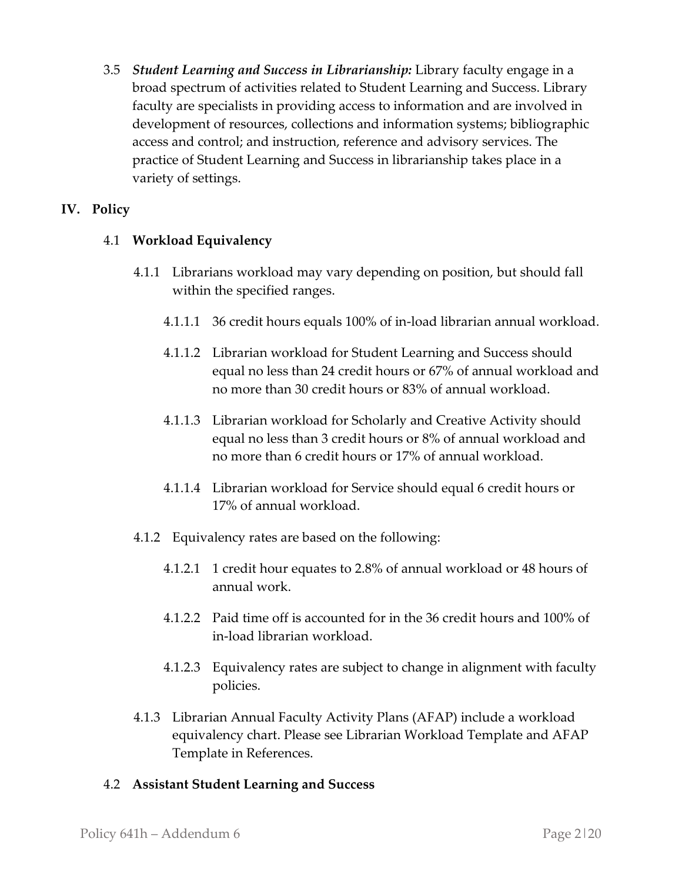3.5 ***Student Learning and Success in Librarianship:*** Library faculty engage in a broad spectrum of activities related to Student Learning and Success. Library faculty are specialists in providing access to information and are involved in development of resources, collections and information systems; bibliographic access and control; and instruction, reference and advisory services. The practice of Student Learning and Success in librarianship takes place in a variety of settings.

## IV. Policy

### 4.1 Workload Equivalency

4.1.1 Librarians workload may vary depending on position, but should fall within the specified ranges.

4.1.1.1 36 credit hours equals 100% of in-load librarian annual workload.

4.1.1.2 Librarian workload for Student Learning and Success should equal no less than 24 credit hours or 67% of annual workload and no more than 30 credit hours or 83% of annual workload.

4.1.1.3 Librarian workload for Scholarly and Creative Activity should equal no less than 3 credit hours or 8% of annual workload and no more than 6 credit hours or 17% of annual workload.

4.1.1.4 Librarian workload for Service should equal 6 credit hours or 17% of annual workload.

4.1.2 Equivalency rates are based on the following:

4.1.2.1 1 credit hour equates to 2.8% of annual workload or 48 hours of annual work.

4.1.2.2 Paid time off is accounted for in the 36 credit hours and 100% of in-load librarian workload.

4.1.2.3 Equivalency rates are subject to change in alignment with faculty policies.

4.1.3 Librarian Annual Faculty Activity Plans (AFAP) include a workload equivalency chart. Please see Librarian Workload Template and AFAP Template in References.

### 4.2 Assistant Student Learning and Success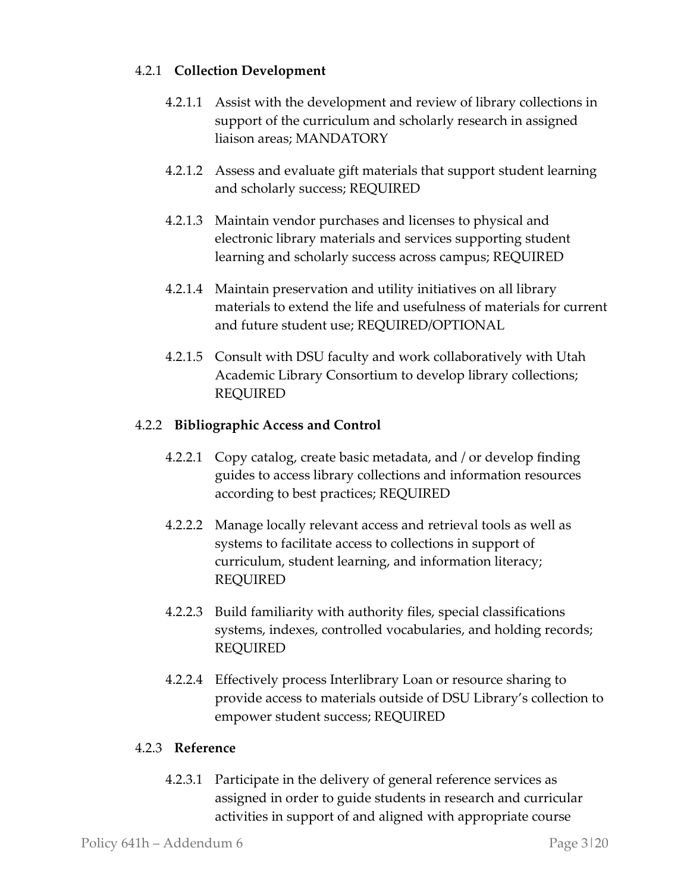#### 4.2.1 **Collection Development**

4.2.1.1 Assist with the development and review of library collections in support of the curriculum and scholarly research in assigned liaison areas; MANDATORY

4.2.1.2 Assess and evaluate gift materials that support student learning and scholarly success; REQUIRED

4.2.1.3 Maintain vendor purchases and licenses to physical and electronic library materials and services supporting student learning and scholarly success across campus; REQUIRED

4.2.1.4 Maintain preservation and utility initiatives on all library materials to extend the life and usefulness of materials for current and future student use; REQUIRED/OPTIONAL

4.2.1.5 Consult with DSU faculty and work collaboratively with Utah Academic Library Consortium to develop library collections; REQUIRED

#### 4.2.2 **Bibliographic Access and Control**

4.2.2.1 Copy catalog, create basic metadata, and / or develop finding guides to access library collections and information resources according to best practices; REQUIRED

4.2.2.2 Manage locally relevant access and retrieval tools as well as systems to facilitate access to collections in support of curriculum, student learning, and information literacy; REQUIRED

4.2.2.3 Build familiarity with authority files, special classifications systems, indexes, controlled vocabularies, and holding records; REQUIRED

4.2.2.4 Effectively process Interlibrary Loan or resource sharing to provide access to materials outside of DSU Library's collection to empower student success; REQUIRED

#### 4.2.3 **Reference**

4.2.3.1 Participate in the delivery of general reference services as assigned in order to guide students in research and curricular activities in support of and aligned with appropriate course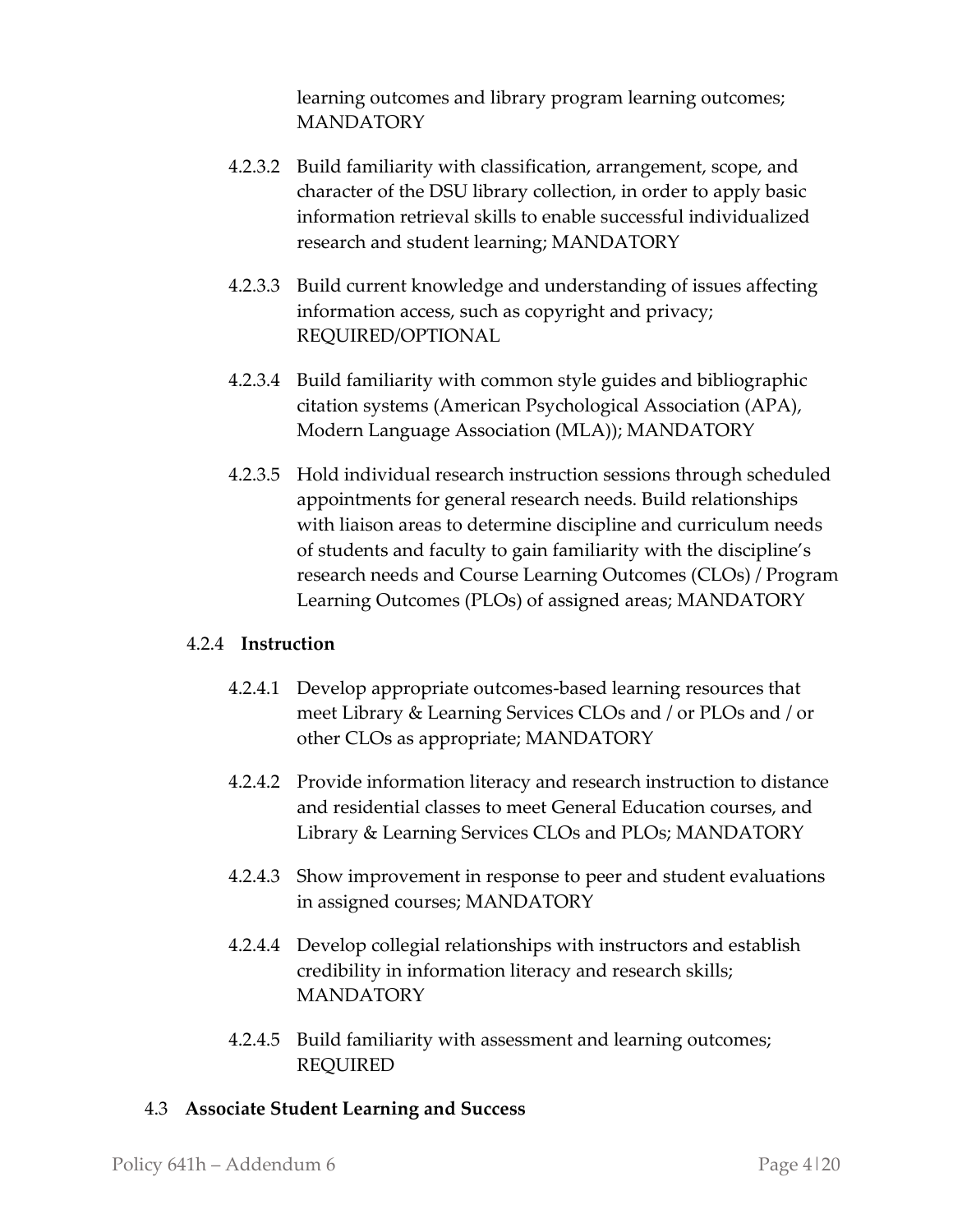learning outcomes and library program learning outcomes; MANDATORY

4.2.3.2 Build familiarity with classification, arrangement, scope, and character of the DSU library collection, in order to apply basic information retrieval skills to enable successful individualized research and student learning; MANDATORY

4.2.3.3 Build current knowledge and understanding of issues affecting information access, such as copyright and privacy; REQUIRED/OPTIONAL

4.2.3.4 Build familiarity with common style guides and bibliographic citation systems (American Psychological Association (APA), Modern Language Association (MLA)); MANDATORY

4.2.3.5 Hold individual research instruction sessions through scheduled appointments for general research needs. Build relationships with liaison areas to determine discipline and curriculum needs of students and faculty to gain familiarity with the discipline's research needs and Course Learning Outcomes (CLOs) / Program Learning Outcomes (PLOs) of assigned areas; MANDATORY

#### 4.2.4 **Instruction**

4.2.4.1 Develop appropriate outcomes-based learning resources that meet Library & Learning Services CLOs and / or PLOs and / or other CLOs as appropriate; MANDATORY

4.2.4.2 Provide information literacy and research instruction to distance and residential classes to meet General Education courses, and Library & Learning Services CLOs and PLOs; MANDATORY

4.2.4.3 Show improvement in response to peer and student evaluations in assigned courses; MANDATORY

4.2.4.4 Develop collegial relationships with instructors and establish credibility in information literacy and research skills; MANDATORY

4.2.4.5 Build familiarity with assessment and learning outcomes; REQUIRED

### 4.3 **Associate Student Learning and Success**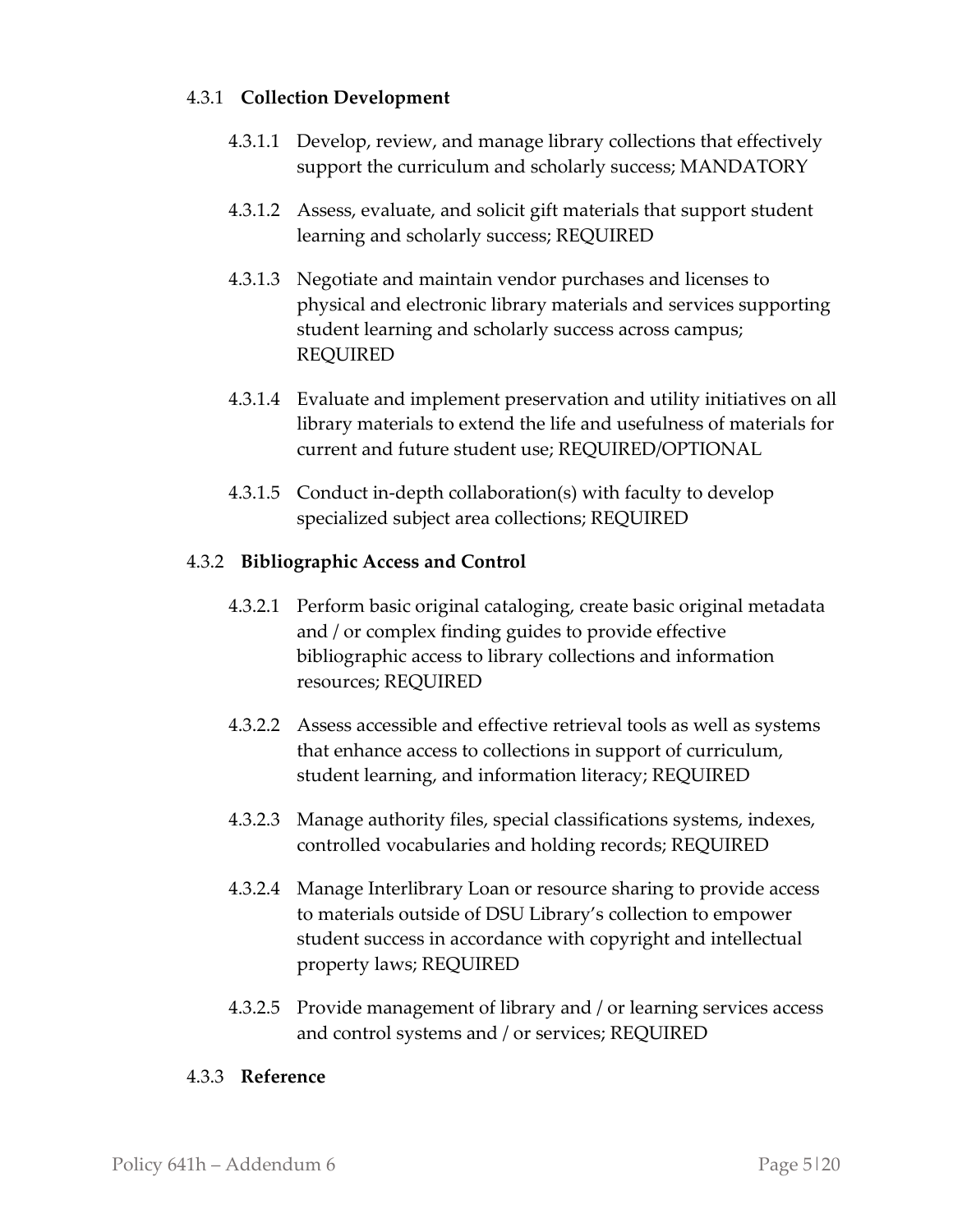#### 4.3.1 **Collection Development**

- 4.3.1.1 Develop, review, and manage library collections that effectively support the curriculum and scholarly success; MANDATORY

- 4.3.1.2 Assess, evaluate, and solicit gift materials that support student learning and scholarly success; REQUIRED

- 4.3.1.3 Negotiate and maintain vendor purchases and licenses to physical and electronic library materials and services supporting student learning and scholarly success across campus; REQUIRED

- 4.3.1.4 Evaluate and implement preservation and utility initiatives on all library materials to extend the life and usefulness of materials for current and future student use; REQUIRED/OPTIONAL

- 4.3.1.5 Conduct in-depth collaboration(s) with faculty to develop specialized subject area collections; REQUIRED

#### 4.3.2 **Bibliographic Access and Control**

- 4.3.2.1 Perform basic original cataloging, create basic original metadata and / or complex finding guides to provide effective bibliographic access to library collections and information resources; REQUIRED

- 4.3.2.2 Assess accessible and effective retrieval tools as well as systems that enhance access to collections in support of curriculum, student learning, and information literacy; REQUIRED

- 4.3.2.3 Manage authority files, special classifications systems, indexes, controlled vocabularies and holding records; REQUIRED

- 4.3.2.4 Manage Interlibrary Loan or resource sharing to provide access to materials outside of DSU Library's collection to empower student success in accordance with copyright and intellectual property laws; REQUIRED

- 4.3.2.5 Provide management of library and / or learning services access and control systems and / or services; REQUIRED

#### 4.3.3 **Reference**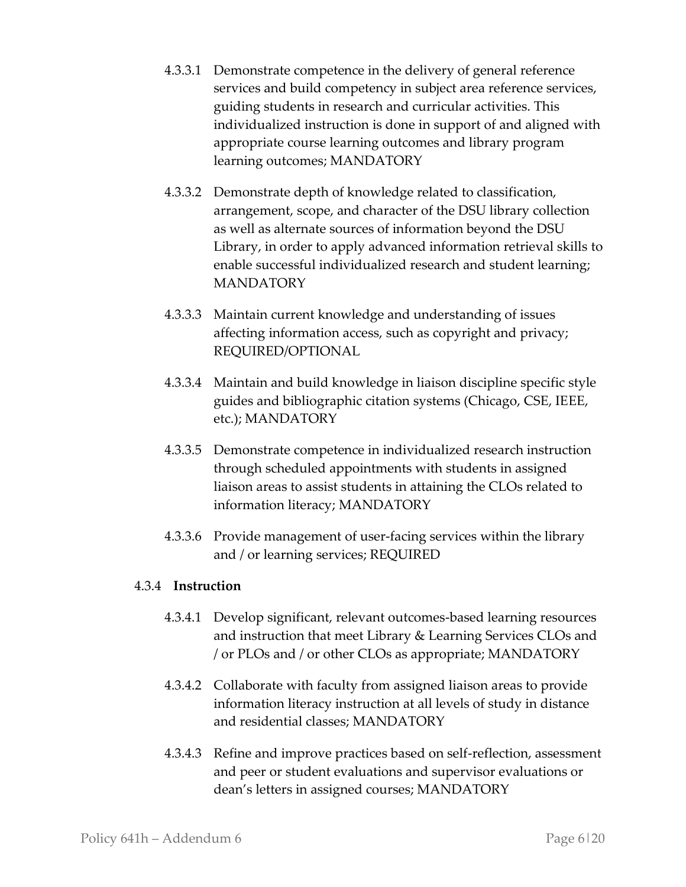4.3.3.1 Demonstrate competence in the delivery of general reference services and build competency in subject area reference services, guiding students in research and curricular activities. This individualized instruction is done in support of and aligned with appropriate course learning outcomes and library program learning outcomes; MANDATORY

4.3.3.2 Demonstrate depth of knowledge related to classification, arrangement, scope, and character of the DSU library collection as well as alternate sources of information beyond the DSU Library, in order to apply advanced information retrieval skills to enable successful individualized research and student learning; MANDATORY

4.3.3.3 Maintain current knowledge and understanding of issues affecting information access, such as copyright and privacy; REQUIRED/OPTIONAL

4.3.3.4 Maintain and build knowledge in liaison discipline specific style guides and bibliographic citation systems (Chicago, CSE, IEEE, etc.); MANDATORY

4.3.3.5 Demonstrate competence in individualized research instruction through scheduled appointments with students in assigned liaison areas to assist students in attaining the CLOs related to information literacy; MANDATORY

4.3.3.6 Provide management of user-facing services within the library and / or learning services; REQUIRED

### 4.3.4 **Instruction**

4.3.4.1 Develop significant, relevant outcomes-based learning resources and instruction that meet Library & Learning Services CLOs and / or PLOs and / or other CLOs as appropriate; MANDATORY

4.3.4.2 Collaborate with faculty from assigned liaison areas to provide information literacy instruction at all levels of study in distance and residential classes; MANDATORY

4.3.4.3 Refine and improve practices based on self-reflection, assessment and peer or student evaluations and supervisor evaluations or dean's letters in assigned courses; MANDATORY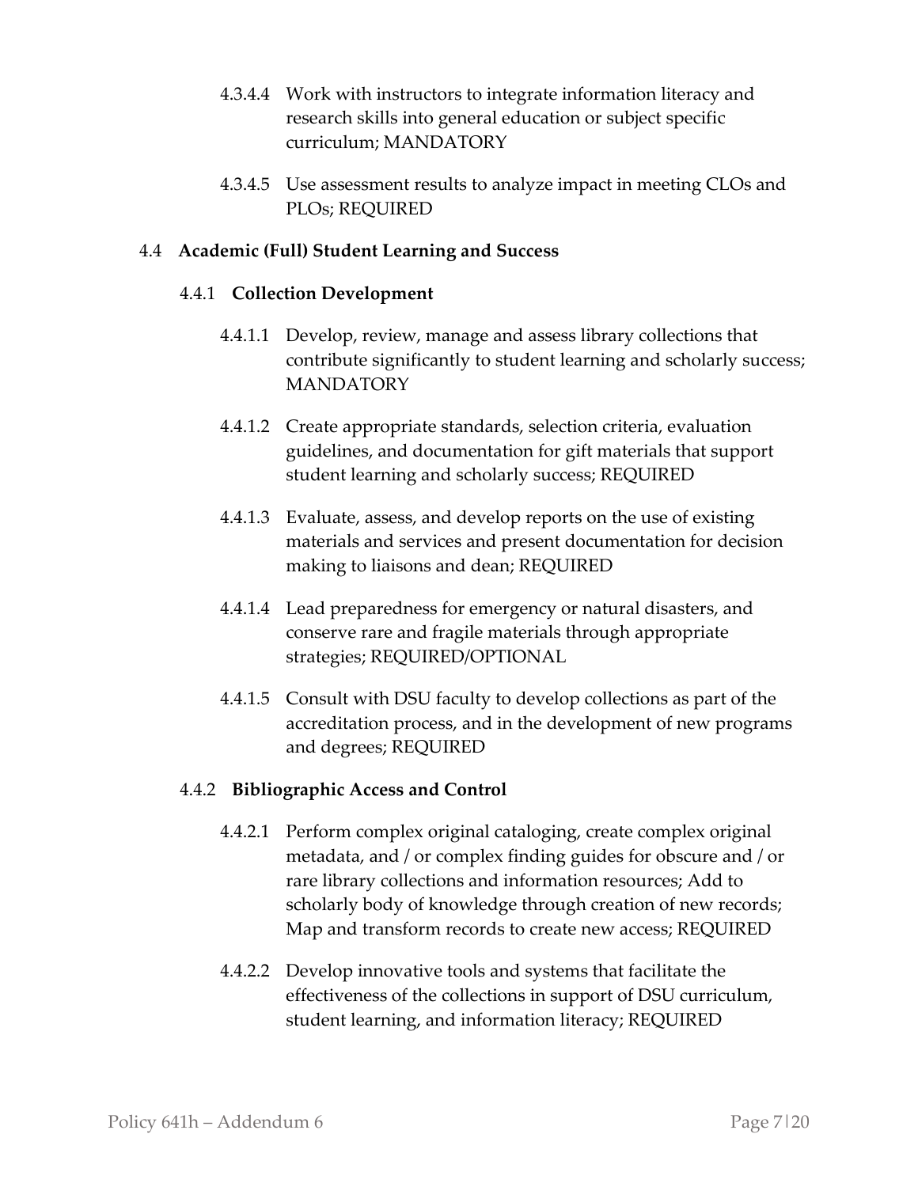4.3.4.4 Work with instructors to integrate information literacy and research skills into general education or subject specific curriculum; MANDATORY

4.3.4.5 Use assessment results to analyze impact in meeting CLOs and PLOs; REQUIRED

### 4.4 Academic (Full) Student Learning and Success

#### 4.4.1 Collection Development

4.4.1.1 Develop, review, manage and assess library collections that contribute significantly to student learning and scholarly success; MANDATORY

4.4.1.2 Create appropriate standards, selection criteria, evaluation guidelines, and documentation for gift materials that support student learning and scholarly success; REQUIRED

4.4.1.3 Evaluate, assess, and develop reports on the use of existing materials and services and present documentation for decision making to liaisons and dean; REQUIRED

4.4.1.4 Lead preparedness for emergency or natural disasters, and conserve rare and fragile materials through appropriate strategies; REQUIRED/OPTIONAL

4.4.1.5 Consult with DSU faculty to develop collections as part of the accreditation process, and in the development of new programs and degrees; REQUIRED

#### 4.4.2 Bibliographic Access and Control

4.4.2.1 Perform complex original cataloging, create complex original metadata, and / or complex finding guides for obscure and / or rare library collections and information resources; Add to scholarly body of knowledge through creation of new records; Map and transform records to create new access; REQUIRED

4.4.2.2 Develop innovative tools and systems that facilitate the effectiveness of the collections in support of DSU curriculum, student learning, and information literacy; REQUIRED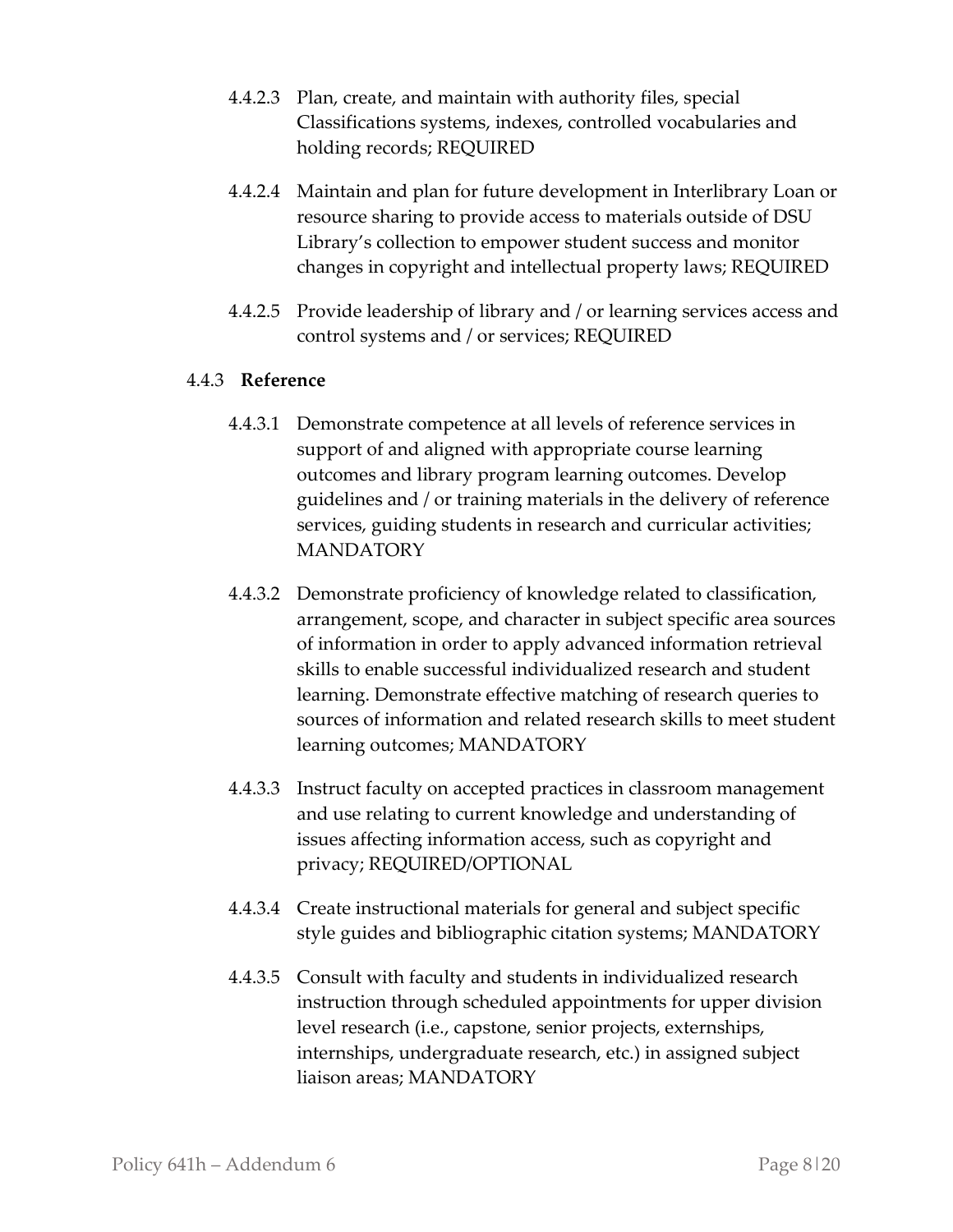4.4.2.3 Plan, create, and maintain with authority files, special Classifications systems, indexes, controlled vocabularies and holding records; REQUIRED

4.4.2.4 Maintain and plan for future development in Interlibrary Loan or resource sharing to provide access to materials outside of DSU Library's collection to empower student success and monitor changes in copyright and intellectual property laws; REQUIRED

4.4.2.5 Provide leadership of library and / or learning services access and control systems and / or services; REQUIRED

4.4.3 **Reference**

4.4.3.1 Demonstrate competence at all levels of reference services in support of and aligned with appropriate course learning outcomes and library program learning outcomes. Develop guidelines and / or training materials in the delivery of reference services, guiding students in research and curricular activities; MANDATORY

4.4.3.2 Demonstrate proficiency of knowledge related to classification, arrangement, scope, and character in subject specific area sources of information in order to apply advanced information retrieval skills to enable successful individualized research and student learning. Demonstrate effective matching of research queries to sources of information and related research skills to meet student learning outcomes; MANDATORY

4.4.3.3 Instruct faculty on accepted practices in classroom management and use relating to current knowledge and understanding of issues affecting information access, such as copyright and privacy; REQUIRED/OPTIONAL

4.4.3.4 Create instructional materials for general and subject specific style guides and bibliographic citation systems; MANDATORY

4.4.3.5 Consult with faculty and students in individualized research instruction through scheduled appointments for upper division level research (i.e., capstone, senior projects, externships, internships, undergraduate research, etc.) in assigned subject liaison areas; MANDATORY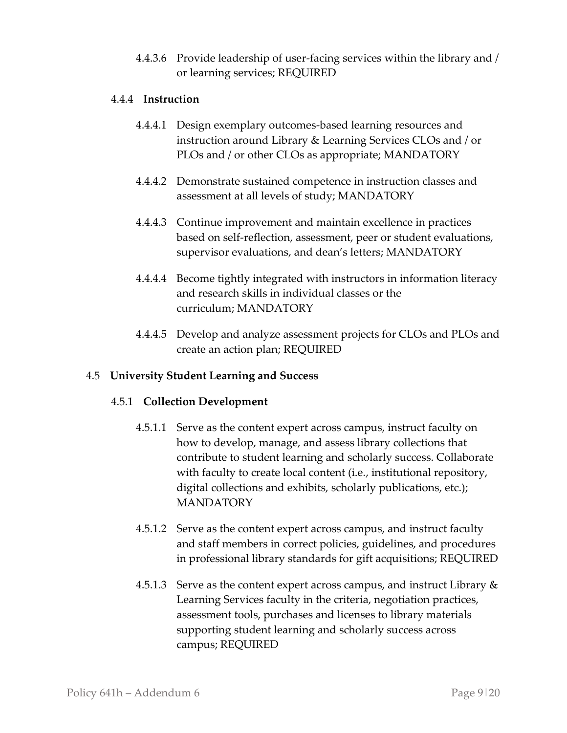4.4.3.6 Provide leadership of user-facing services within the library and / or learning services; REQUIRED

#### 4.4.4 **Instruction**

4.4.4.1 Design exemplary outcomes-based learning resources and instruction around Library & Learning Services CLOs and / or PLOs and / or other CLOs as appropriate; MANDATORY

4.4.4.2 Demonstrate sustained competence in instruction classes and assessment at all levels of study; MANDATORY

4.4.4.3 Continue improvement and maintain excellence in practices based on self-reflection, assessment, peer or student evaluations, supervisor evaluations, and dean's letters; MANDATORY

4.4.4.4 Become tightly integrated with instructors in information literacy and research skills in individual classes or the curriculum; MANDATORY

4.4.4.5 Develop and analyze assessment projects for CLOs and PLOs and create an action plan; REQUIRED

### 4.5 **University Student Learning and Success**

#### 4.5.1 **Collection Development**

4.5.1.1 Serve as the content expert across campus, instruct faculty on how to develop, manage, and assess library collections that contribute to student learning and scholarly success. Collaborate with faculty to create local content (i.e., institutional repository, digital collections and exhibits, scholarly publications, etc.); MANDATORY

4.5.1.2 Serve as the content expert across campus, and instruct faculty and staff members in correct policies, guidelines, and procedures in professional library standards for gift acquisitions; REQUIRED

4.5.1.3 Serve as the content expert across campus, and instruct Library & Learning Services faculty in the criteria, negotiation practices, assessment tools, purchases and licenses to library materials supporting student learning and scholarly success across campus; REQUIRED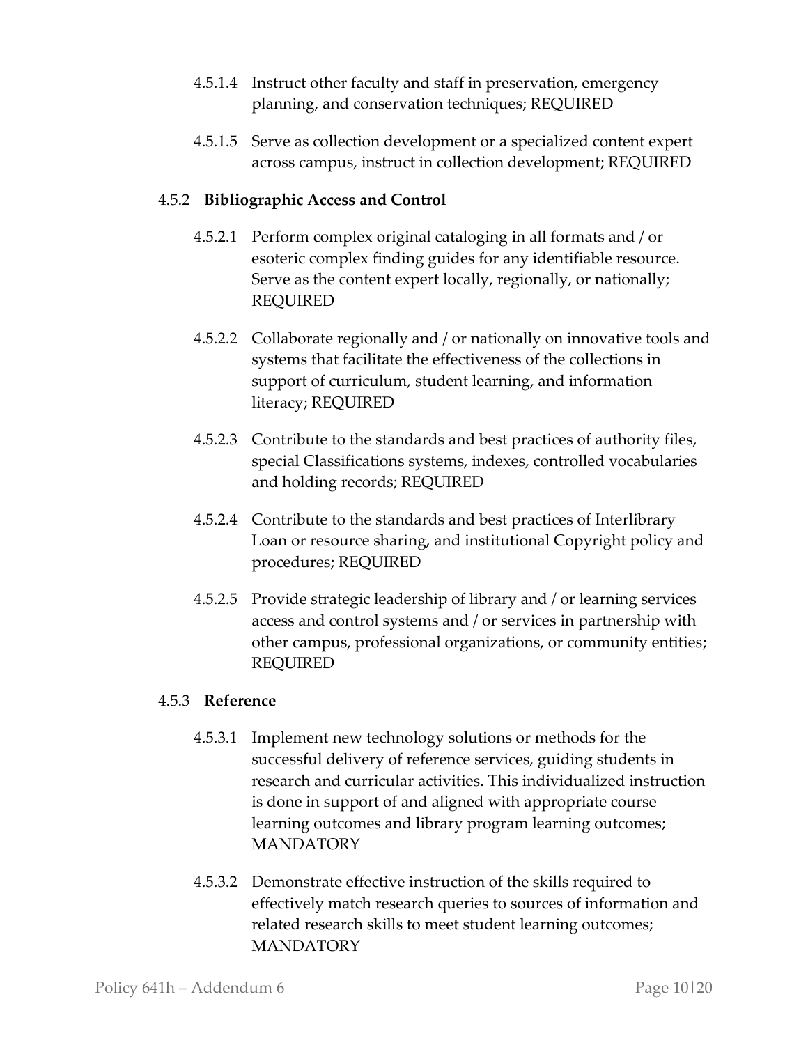4.5.1.4 Instruct other faculty and staff in preservation, emergency planning, and conservation techniques; REQUIRED

4.5.1.5 Serve as collection development or a specialized content expert across campus, instruct in collection development; REQUIRED

### 4.5.2 **Bibliographic Access and Control**

4.5.2.1 Perform complex original cataloging in all formats and / or esoteric complex finding guides for any identifiable resource. Serve as the content expert locally, regionally, or nationally; REQUIRED

4.5.2.2 Collaborate regionally and / or nationally on innovative tools and systems that facilitate the effectiveness of the collections in support of curriculum, student learning, and information literacy; REQUIRED

4.5.2.3 Contribute to the standards and best practices of authority files, special Classifications systems, indexes, controlled vocabularies and holding records; REQUIRED

4.5.2.4 Contribute to the standards and best practices of Interlibrary Loan or resource sharing, and institutional Copyright policy and procedures; REQUIRED

4.5.2.5 Provide strategic leadership of library and / or learning services access and control systems and / or services in partnership with other campus, professional organizations, or community entities; REQUIRED

### 4.5.3 **Reference**

4.5.3.1 Implement new technology solutions or methods for the successful delivery of reference services, guiding students in research and curricular activities. This individualized instruction is done in support of and aligned with appropriate course learning outcomes and library program learning outcomes; MANDATORY

4.5.3.2 Demonstrate effective instruction of the skills required to effectively match research queries to sources of information and related research skills to meet student learning outcomes; MANDATORY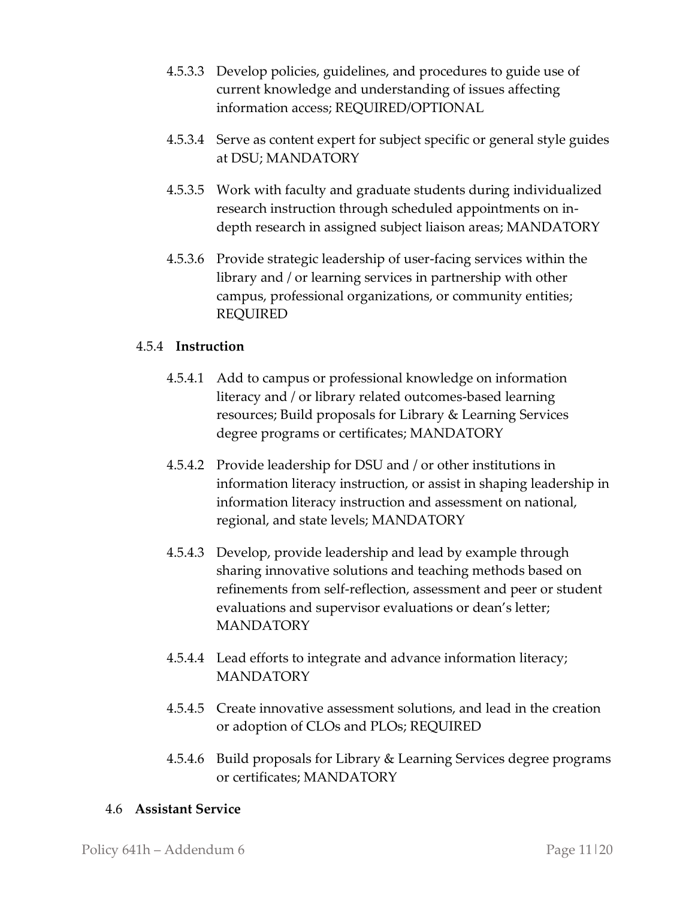4.5.3.3 Develop policies, guidelines, and procedures to guide use of current knowledge and understanding of issues affecting information access; REQUIRED/OPTIONAL

4.5.3.4 Serve as content expert for subject specific or general style guides at DSU; MANDATORY

4.5.3.5 Work with faculty and graduate students during individualized research instruction through scheduled appointments on in-depth research in assigned subject liaison areas; MANDATORY

4.5.3.6 Provide strategic leadership of user-facing services within the library and / or learning services in partnership with other campus, professional organizations, or community entities; REQUIRED

4.5.4 **Instruction**

4.5.4.1 Add to campus or professional knowledge on information literacy and / or library related outcomes-based learning resources; Build proposals for Library & Learning Services degree programs or certificates; MANDATORY

4.5.4.2 Provide leadership for DSU and / or other institutions in information literacy instruction, or assist in shaping leadership in information literacy instruction and assessment on national, regional, and state levels; MANDATORY

4.5.4.3 Develop, provide leadership and lead by example through sharing innovative solutions and teaching methods based on refinements from self-reflection, assessment and peer or student evaluations and supervisor evaluations or dean's letter; MANDATORY

4.5.4.4 Lead efforts to integrate and advance information literacy; MANDATORY

4.5.4.5 Create innovative assessment solutions, and lead in the creation or adoption of CLOs and PLOs; REQUIRED

4.5.4.6 Build proposals for Library & Learning Services degree programs or certificates; MANDATORY

4.6 **Assistant Service**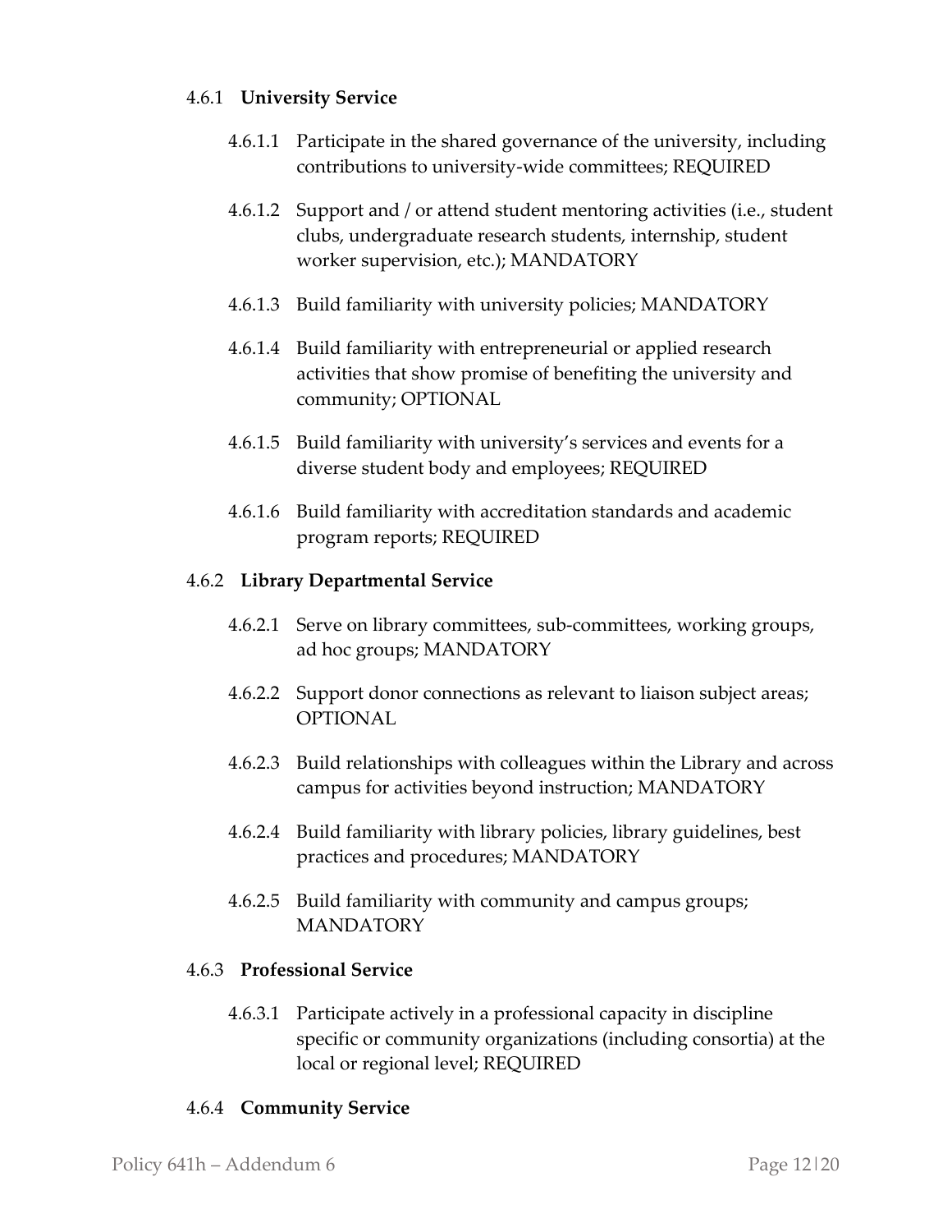#### 4.6.1 **University Service**

- 4.6.1.1 Participate in the shared governance of the university, including contributions to university-wide committees; REQUIRED
- 4.6.1.2 Support and / or attend student mentoring activities (i.e., student clubs, undergraduate research students, internship, student worker supervision, etc.); MANDATORY
- 4.6.1.3 Build familiarity with university policies; MANDATORY
- 4.6.1.4 Build familiarity with entrepreneurial or applied research activities that show promise of benefiting the university and community; OPTIONAL
- 4.6.1.5 Build familiarity with university's services and events for a diverse student body and employees; REQUIRED
- 4.6.1.6 Build familiarity with accreditation standards and academic program reports; REQUIRED

#### 4.6.2 **Library Departmental Service**

- 4.6.2.1 Serve on library committees, sub-committees, working groups, ad hoc groups; MANDATORY
- 4.6.2.2 Support donor connections as relevant to liaison subject areas; OPTIONAL
- 4.6.2.3 Build relationships with colleagues within the Library and across campus for activities beyond instruction; MANDATORY
- 4.6.2.4 Build familiarity with library policies, library guidelines, best practices and procedures; MANDATORY
- 4.6.2.5 Build familiarity with community and campus groups; MANDATORY

#### 4.6.3 **Professional Service**

- 4.6.3.1 Participate actively in a professional capacity in discipline specific or community organizations (including consortia) at the local or regional level; REQUIRED

#### 4.6.4 **Community Service**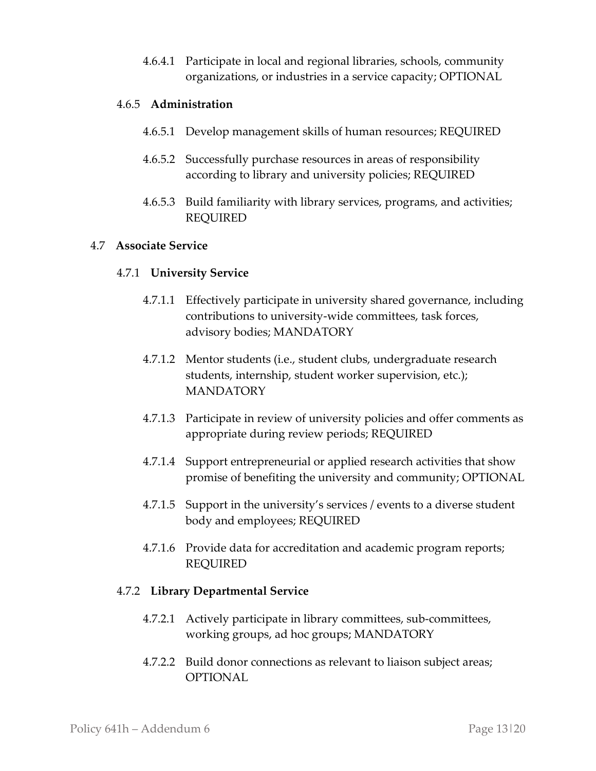4.6.4.1 Participate in local and regional libraries, schools, community organizations, or industries in a service capacity; OPTIONAL

#### 4.6.5 **Administration**

4.6.5.1 Develop management skills of human resources; REQUIRED

4.6.5.2 Successfully purchase resources in areas of responsibility according to library and university policies; REQUIRED

4.6.5.3 Build familiarity with library services, programs, and activities; REQUIRED

### 4.7 **Associate Service**

#### 4.7.1 **University Service**

4.7.1.1 Effectively participate in university shared governance, including contributions to university-wide committees, task forces, advisory bodies; MANDATORY

4.7.1.2 Mentor students (i.e., student clubs, undergraduate research students, internship, student worker supervision, etc.); MANDATORY

4.7.1.3 Participate in review of university policies and offer comments as appropriate during review periods; REQUIRED

4.7.1.4 Support entrepreneurial or applied research activities that show promise of benefiting the university and community; OPTIONAL

4.7.1.5 Support in the university's services / events to a diverse student body and employees; REQUIRED

4.7.1.6 Provide data for accreditation and academic program reports; REQUIRED

#### 4.7.2 **Library Departmental Service**

4.7.2.1 Actively participate in library committees, sub-committees, working groups, ad hoc groups; MANDATORY

4.7.2.2 Build donor connections as relevant to liaison subject areas; OPTIONAL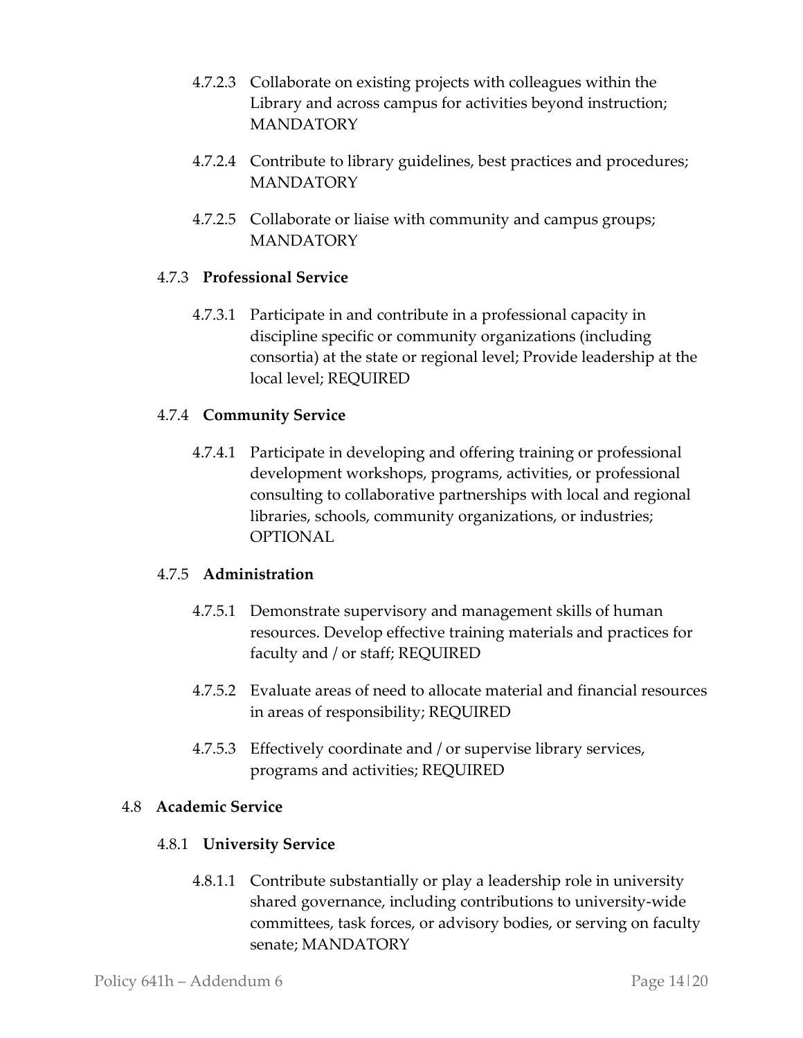4.7.2.3 Collaborate on existing projects with colleagues within the Library and across campus for activities beyond instruction; MANDATORY

4.7.2.4 Contribute to library guidelines, best practices and procedures; MANDATORY

4.7.2.5 Collaborate or liaise with community and campus groups; MANDATORY

#### 4.7.3 **Professional Service**

4.7.3.1 Participate in and contribute in a professional capacity in discipline specific or community organizations (including consortia) at the state or regional level; Provide leadership at the local level; REQUIRED

#### 4.7.4 **Community Service**

4.7.4.1 Participate in developing and offering training or professional development workshops, programs, activities, or professional consulting to collaborative partnerships with local and regional libraries, schools, community organizations, or industries; OPTIONAL

#### 4.7.5 **Administration**

4.7.5.1 Demonstrate supervisory and management skills of human resources. Develop effective training materials and practices for faculty and / or staff; REQUIRED

4.7.5.2 Evaluate areas of need to allocate material and financial resources in areas of responsibility; REQUIRED

4.7.5.3 Effectively coordinate and / or supervise library services, programs and activities; REQUIRED

### 4.8 **Academic Service**

#### 4.8.1 **University Service**

4.8.1.1 Contribute substantially or play a leadership role in university shared governance, including contributions to university-wide committees, task forces, or advisory bodies, or serving on faculty senate; MANDATORY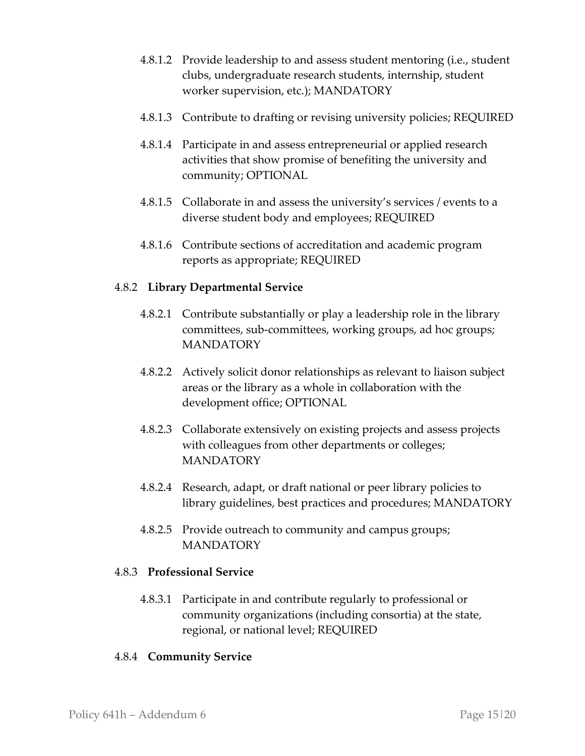4.8.1.2 Provide leadership to and assess student mentoring (i.e., student clubs, undergraduate research students, internship, student worker supervision, etc.); MANDATORY

4.8.1.3 Contribute to drafting or revising university policies; REQUIRED

4.8.1.4 Participate in and assess entrepreneurial or applied research activities that show promise of benefiting the university and community; OPTIONAL

4.8.1.5 Collaborate in and assess the university's services / events to a diverse student body and employees; REQUIRED

4.8.1.6 Contribute sections of accreditation and academic program reports as appropriate; REQUIRED

4.8.2 **Library Departmental Service**

4.8.2.1 Contribute substantially or play a leadership role in the library committees, sub-committees, working groups, ad hoc groups; MANDATORY

4.8.2.2 Actively solicit donor relationships as relevant to liaison subject areas or the library as a whole in collaboration with the development office; OPTIONAL

4.8.2.3 Collaborate extensively on existing projects and assess projects with colleagues from other departments or colleges; MANDATORY

4.8.2.4 Research, adapt, or draft national or peer library policies to library guidelines, best practices and procedures; MANDATORY

4.8.2.5 Provide outreach to community and campus groups; MANDATORY

4.8.3 **Professional Service**

4.8.3.1 Participate in and contribute regularly to professional or community organizations (including consortia) at the state, regional, or national level; REQUIRED

4.8.4 **Community Service**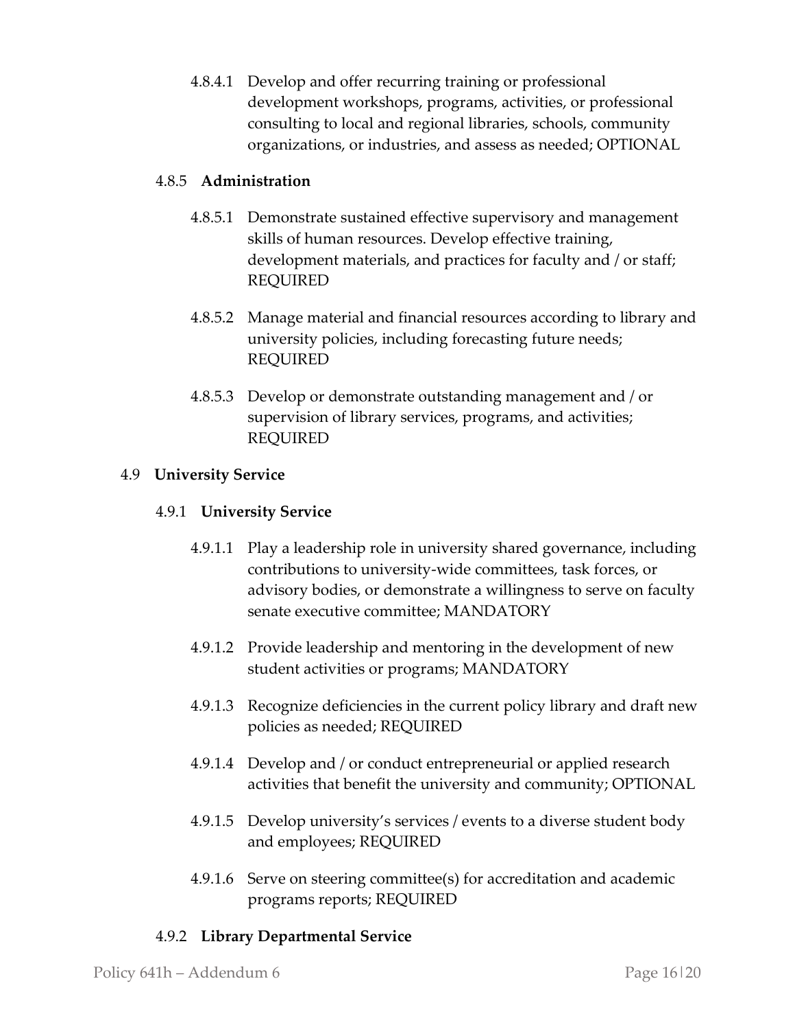4.8.4.1 Develop and offer recurring training or professional development workshops, programs, activities, or professional consulting to local and regional libraries, schools, community organizations, or industries, and assess as needed; OPTIONAL

#### 4.8.5 **Administration**

4.8.5.1 Demonstrate sustained effective supervisory and management skills of human resources. Develop effective training, development materials, and practices for faculty and / or staff; REQUIRED

4.8.5.2 Manage material and financial resources according to library and university policies, including forecasting future needs; REQUIRED

4.8.5.3 Develop or demonstrate outstanding management and / or supervision of library services, programs, and activities; REQUIRED

### 4.9 **University Service**

#### 4.9.1 **University Service**

4.9.1.1 Play a leadership role in university shared governance, including contributions to university-wide committees, task forces, or advisory bodies, or demonstrate a willingness to serve on faculty senate executive committee; MANDATORY

4.9.1.2 Provide leadership and mentoring in the development of new student activities or programs; MANDATORY

4.9.1.3 Recognize deficiencies in the current policy library and draft new policies as needed; REQUIRED

4.9.1.4 Develop and / or conduct entrepreneurial or applied research activities that benefit the university and community; OPTIONAL

4.9.1.5 Develop university's services / events to a diverse student body and employees; REQUIRED

4.9.1.6 Serve on steering committee(s) for accreditation and academic programs reports; REQUIRED

#### 4.9.2 **Library Departmental Service**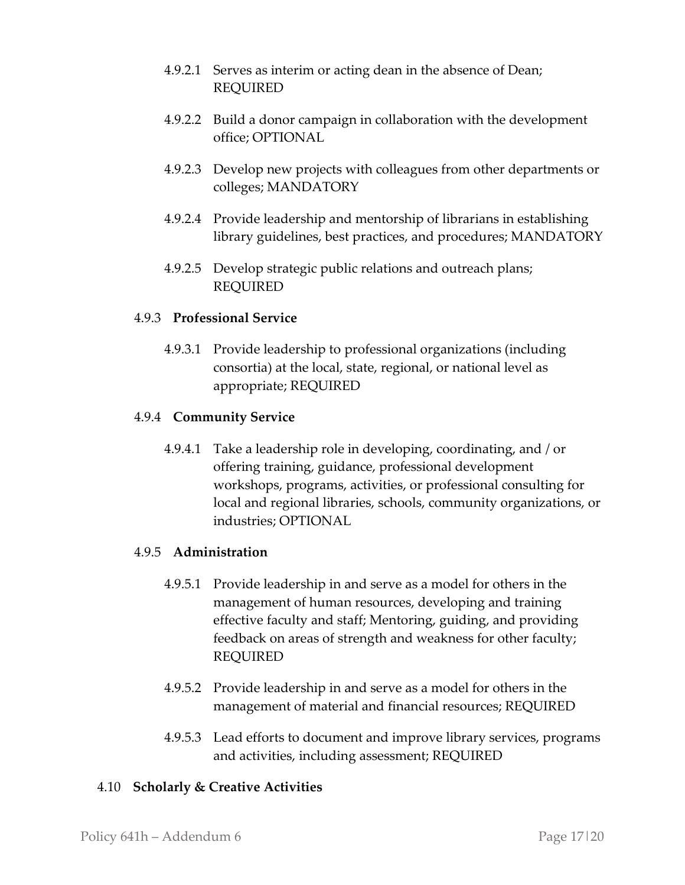4.9.2.1 Serves as interim or acting dean in the absence of Dean; REQUIRED

4.9.2.2 Build a donor campaign in collaboration with the development office; OPTIONAL

4.9.2.3 Develop new projects with colleagues from other departments or colleges; MANDATORY

4.9.2.4 Provide leadership and mentorship of librarians in establishing library guidelines, best practices, and procedures; MANDATORY

4.9.2.5 Develop strategic public relations and outreach plans; REQUIRED

4.9.3 **Professional Service**

4.9.3.1 Provide leadership to professional organizations (including consortia) at the local, state, regional, or national level as appropriate; REQUIRED

4.9.4 **Community Service**

4.9.4.1 Take a leadership role in developing, coordinating, and / or offering training, guidance, professional development workshops, programs, activities, or professional consulting for local and regional libraries, schools, community organizations, or industries; OPTIONAL

4.9.5 **Administration**

4.9.5.1 Provide leadership in and serve as a model for others in the management of human resources, developing and training effective faculty and staff; Mentoring, guiding, and providing feedback on areas of strength and weakness for other faculty; REQUIRED

4.9.5.2 Provide leadership in and serve as a model for others in the management of material and financial resources; REQUIRED

4.9.5.3 Lead efforts to document and improve library services, programs and activities, including assessment; REQUIRED

4.10 **Scholarly & Creative Activities**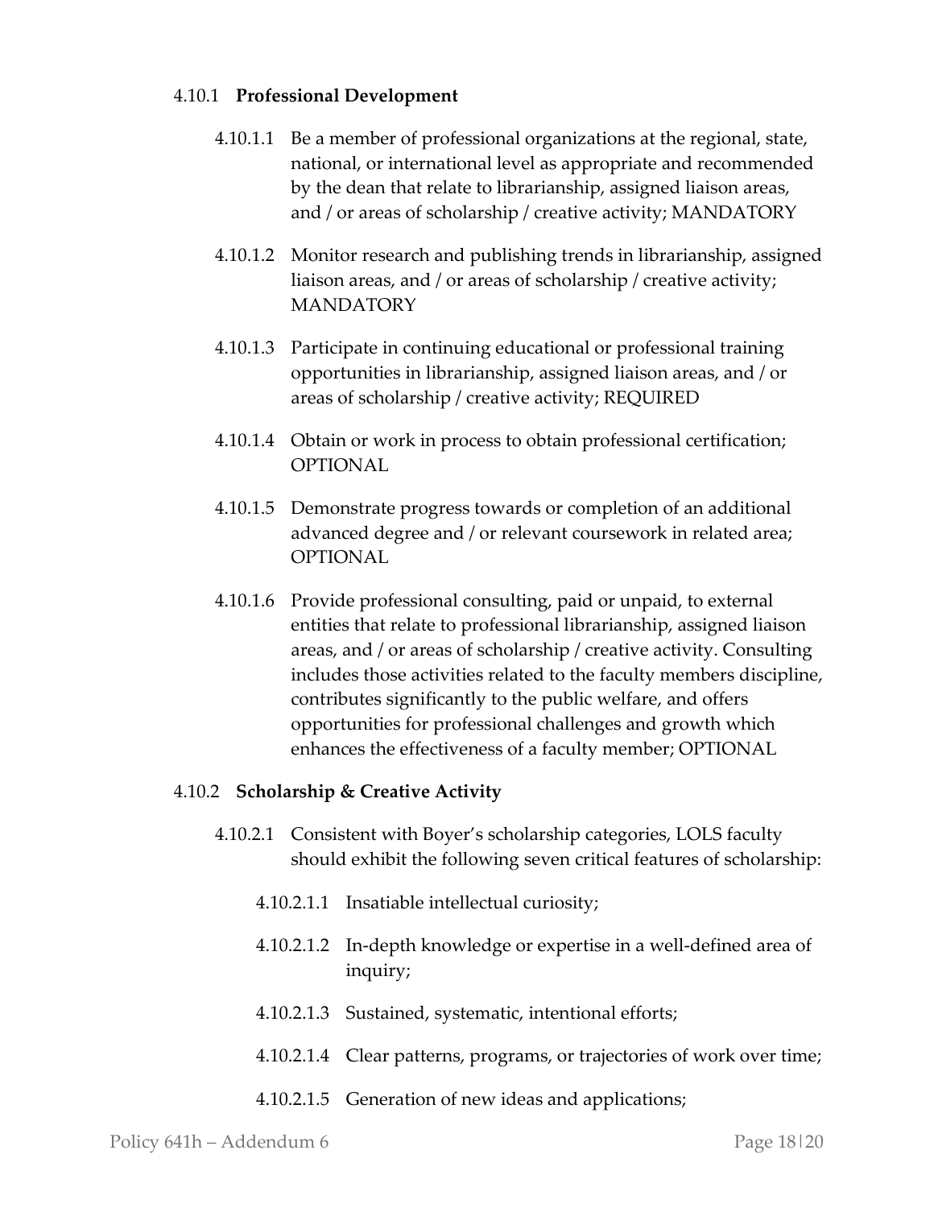#### 4.10.1 **Professional Development**

4.10.1.1 Be a member of professional organizations at the regional, state, national, or international level as appropriate and recommended by the dean that relate to librarianship, assigned liaison areas, and / or areas of scholarship / creative activity; MANDATORY

4.10.1.2 Monitor research and publishing trends in librarianship, assigned liaison areas, and / or areas of scholarship / creative activity; MANDATORY

4.10.1.3 Participate in continuing educational or professional training opportunities in librarianship, assigned liaison areas, and / or areas of scholarship / creative activity; REQUIRED

4.10.1.4 Obtain or work in process to obtain professional certification; OPTIONAL

4.10.1.5 Demonstrate progress towards or completion of an additional advanced degree and / or relevant coursework in related area; OPTIONAL

4.10.1.6 Provide professional consulting, paid or unpaid, to external entities that relate to professional librarianship, assigned liaison areas, and / or areas of scholarship / creative activity. Consulting includes those activities related to the faculty members discipline, contributes significantly to the public welfare, and offers opportunities for professional challenges and growth which enhances the effectiveness of a faculty member; OPTIONAL

#### 4.10.2 **Scholarship & Creative Activity**

4.10.2.1 Consistent with Boyer's scholarship categories, LOLS faculty should exhibit the following seven critical features of scholarship:

- 4.10.2.1.1 Insatiable intellectual curiosity;
- 4.10.2.1.2 In-depth knowledge or expertise in a well-defined area of inquiry;
- 4.10.2.1.3 Sustained, systematic, intentional efforts;
- 4.10.2.1.4 Clear patterns, programs, or trajectories of work over time;
- 4.10.2.1.5 Generation of new ideas and applications;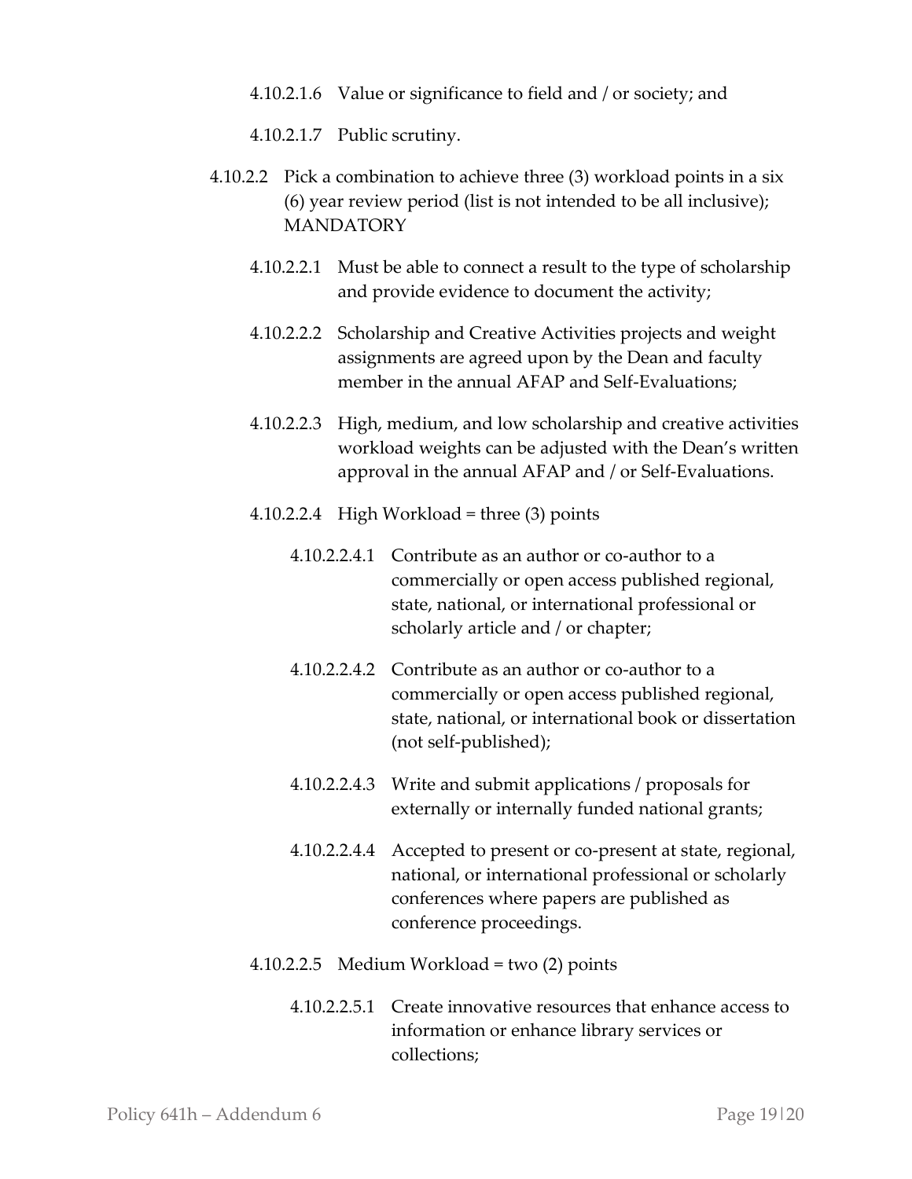4.10.2.1.6 Value or significance to field and / or society; and

4.10.2.1.7 Public scrutiny.

4.10.2.2 Pick a combination to achieve three (3) workload points in a six (6) year review period (list is not intended to be all inclusive); MANDATORY

4.10.2.2.1 Must be able to connect a result to the type of scholarship and provide evidence to document the activity;

4.10.2.2.2 Scholarship and Creative Activities projects and weight assignments are agreed upon by the Dean and faculty member in the annual AFAP and Self-Evaluations;

4.10.2.2.3 High, medium, and low scholarship and creative activities workload weights can be adjusted with the Dean's written approval in the annual AFAP and / or Self-Evaluations.

4.10.2.2.4 High Workload = three (3) points

4.10.2.2.4.1 Contribute as an author or co-author to a commercially or open access published regional, state, national, or international professional or scholarly article and / or chapter;

4.10.2.2.4.2 Contribute as an author or co-author to a commercially or open access published regional, state, national, or international book or dissertation (not self-published);

4.10.2.2.4.3 Write and submit applications / proposals for externally or internally funded national grants;

4.10.2.2.4.4 Accepted to present or co-present at state, regional, national, or international professional or scholarly conferences where papers are published as conference proceedings.

4.10.2.2.5 Medium Workload = two (2) points

4.10.2.2.5.1 Create innovative resources that enhance access to information or enhance library services or collections;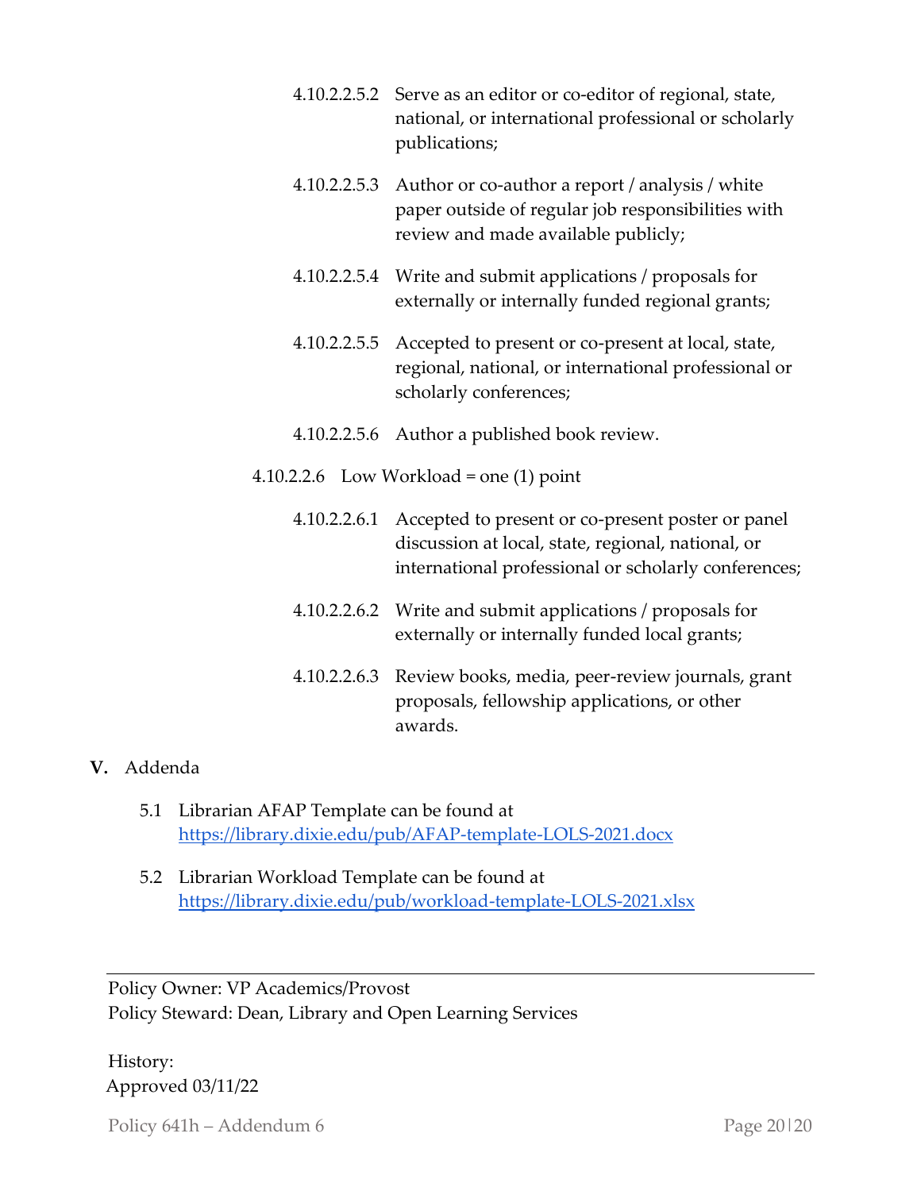4.10.2.2.5.2 Serve as an editor or co-editor of regional, state, national, or international professional or scholarly publications;

4.10.2.2.5.3 Author or co-author a report / analysis / white paper outside of regular job responsibilities with review and made available publicly;

4.10.2.2.5.4 Write and submit applications / proposals for externally or internally funded regional grants;

4.10.2.2.5.5 Accepted to present or co-present at local, state, regional, national, or international professional or scholarly conferences;

4.10.2.2.5.6 Author a published book review.

4.10.2.2.6 Low Workload = one (1) point

4.10.2.2.6.1 Accepted to present or co-present poster or panel discussion at local, state, regional, national, or international professional or scholarly conferences;

4.10.2.2.6.2 Write and submit applications / proposals for externally or internally funded local grants;

4.10.2.2.6.3 Review books, media, peer-review journals, grant proposals, fellowship applications, or other awards.

## V. Addenda

5.1 Librarian AFAP Template can be found at [https://library.dixie.edu/pub/AFAP-template-LOLS-2021.docx](https://library.dixie.edu/pub/AFAP-template-LOLS-2021.docx)

5.2 Librarian Workload Template can be found at [https://library.dixie.edu/pub/workload-template-LOLS-2021.xlsx](https://library.dixie.edu/pub/workload-template-LOLS-2021.xlsx)

---

Policy Owner: VP Academics/Provost
Policy Steward: Dean, Library and Open Learning Services

History:
Approved 03/11/22